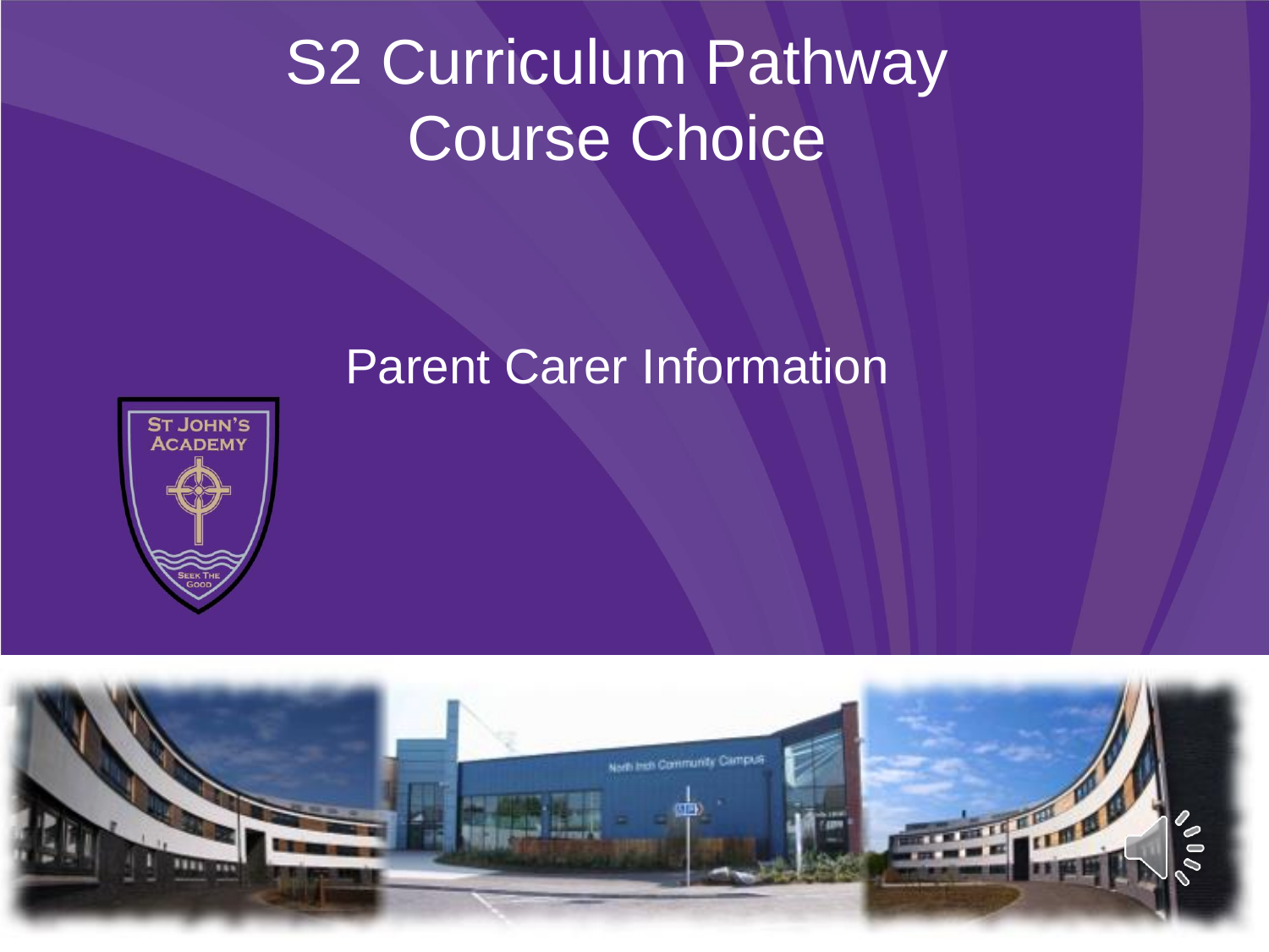# S2 Curriculum Pathway Course Choice

## Parent Carer Information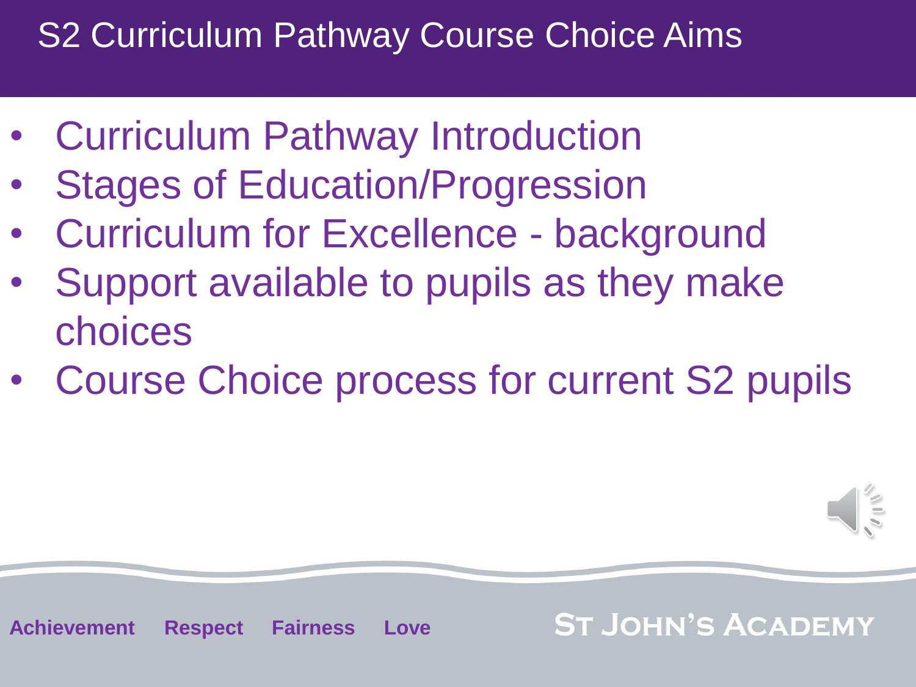# S2 Curriculum Pathway Course Choice Aims

- Curriculum Pathway Introduction
- Stages of Education/Progression
- Curriculum for Excellence - background
- Support available to pupils as they make choices
- Course Choice process for current S2 pupils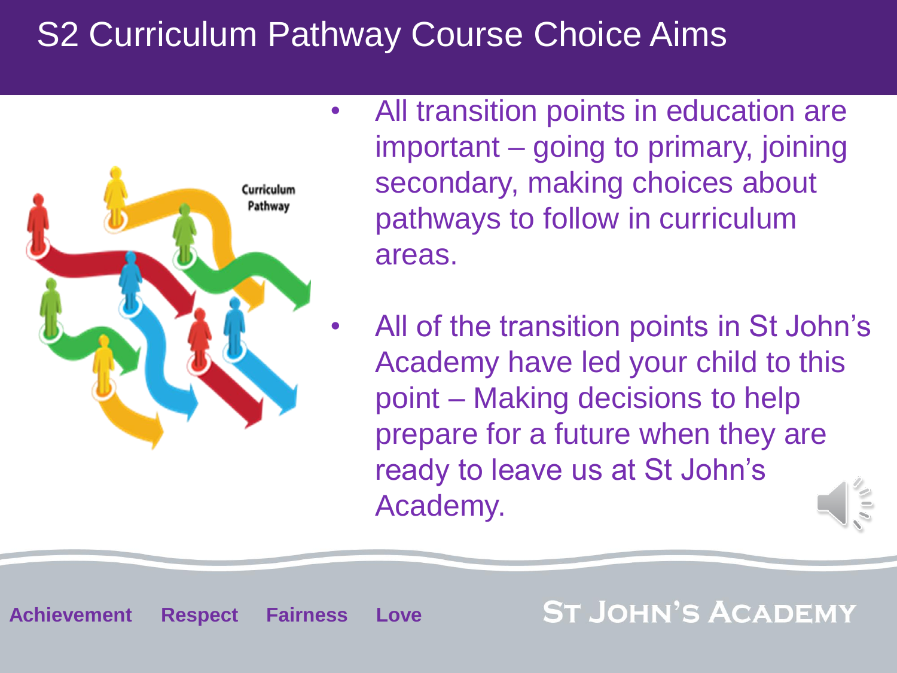# S2 Curriculum Pathway Course Choice Aims

- All transition points in education are important – going to primary, joining secondary, making choices about pathways to follow in curriculum areas.
- All of the transition points in St John's Academy have led your child to this point – Making decisions to help prepare for a future when they are ready to leave us at St John's Academy.

**Achievement** **Respect** **Fairness** **Love**

ST JOHN'S ACADEMY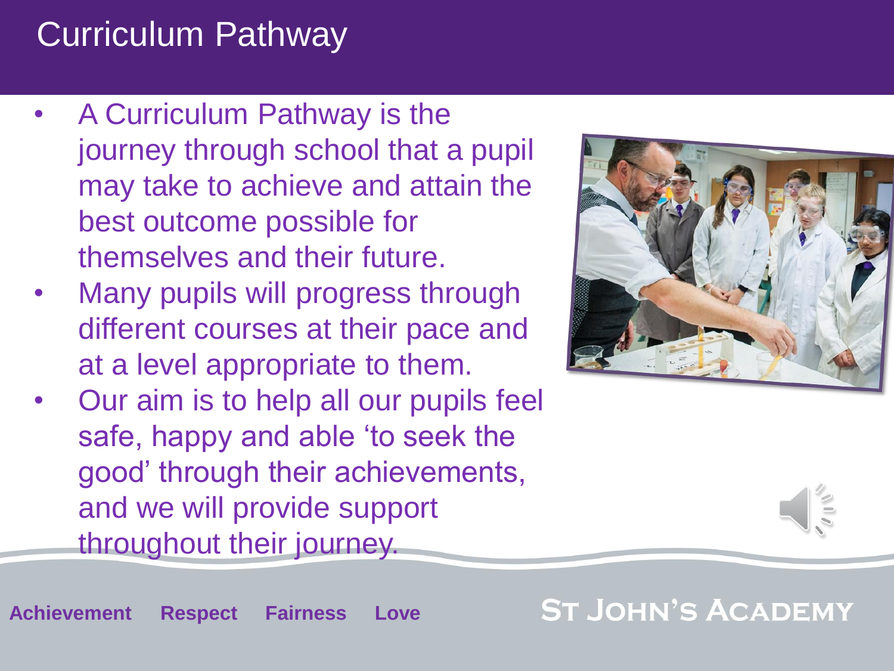# Curriculum Pathway

- A Curriculum Pathway is the journey through school that a pupil may take to achieve and attain the best outcome possible for themselves and their future.
- Many pupils will progress through different courses at their pace and at a level appropriate to them.
- Our aim is to help all our pupils feel safe, happy and able 'to seek the good' through their achievements, and we will provide support throughout their journey.

**Achievement** **Respect** **Fairness** **Love**

ST JOHN'S ACADEMY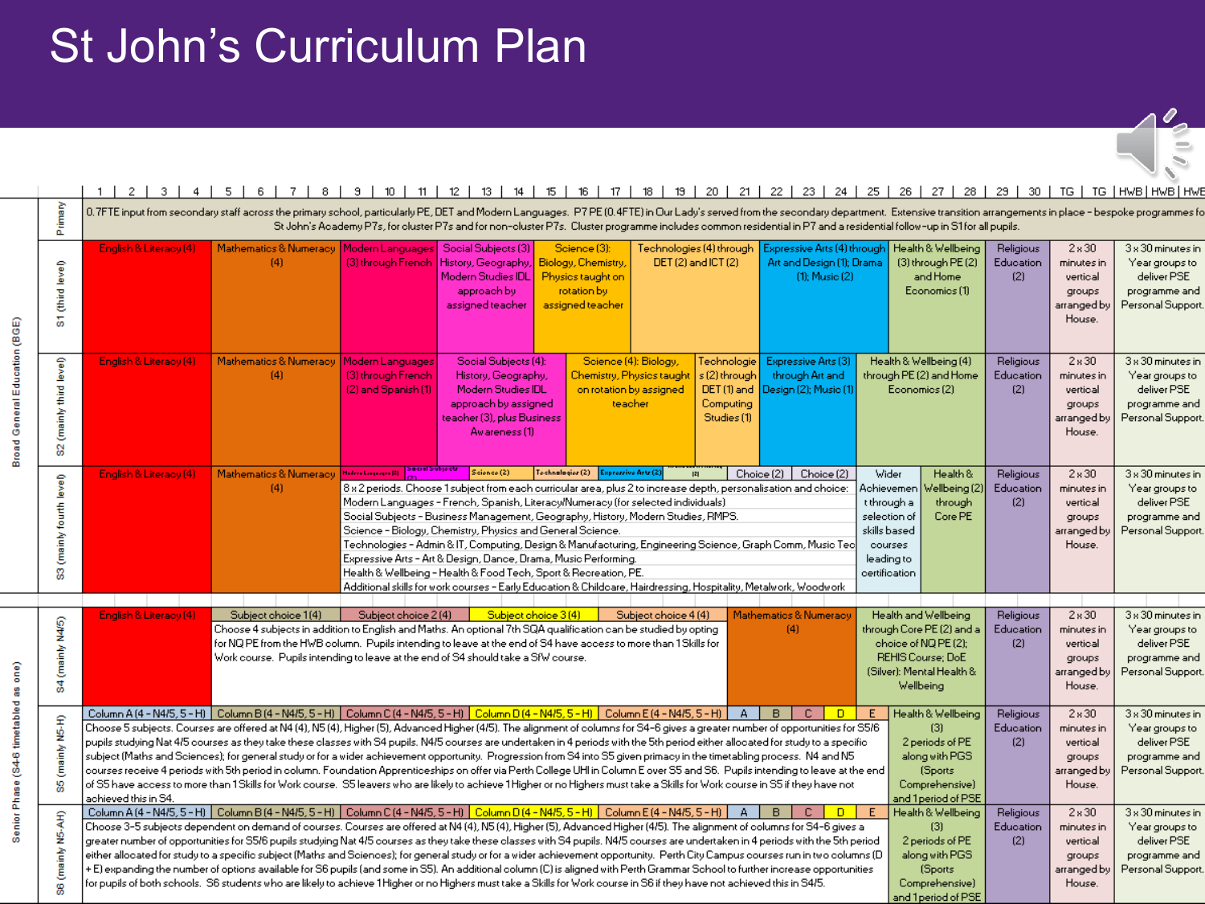# St John's Curriculum Plan

| Phase | Year | 1–4 | 5–8 | 9–11 | 12–14 | 15–17 | 18–21 | 22–25 | 26–28 | 29–30 | TG | HWB |
|---|---|---|---|---|---|---|---|---|---|---|---|---|
| | Primary | 0.7FTE input from secondary staff across the primary school, particularly PE, DET and Modern Languages. P7 PE (0.4FTE) in Our Lady's served from the secondary department. Extensive transition arrangements in place – bespoke programmes fo St John's Academy P7s, for cluster P7s and for non-cluster P7s. Cluster programme includes common residential in P7 and a residential follow-up in S1 for all pupils. | | | | | | | | | | |
| Broad General Education (BGE) | S1 (third level) | English & Literacy (4) | Mathematics & Numeracy (4) | Modern Languages (3) through French | Social Subjects (3): History, Geography, Modern Studies IDL approach by assigned teacher | Science (3): Biology, Chemistry, Physics taught on rotation by assigned teacher | Technologies (4) through DET (2) and ICT (2) | Expressive Arts (4) through Art and Design (1); Drama (1); Music (2) | Health & Wellbeing (3) through PE (2) and Home Economics (1) | Religious Education (2) | 2 x 30 minutes in vertical groups arranged by House. | 3 x 30 minutes in Year groups to deliver PSE programme and Personal Support. |
| | S2 (mainly third level) | English & Literacy (4) | Mathematics & Numeracy (4) | Modern Languages (3) through French (2) and Spanish (1) | Social Subjects (4): History, Geography, Modern Studies IDL approach by assigned teacher (3), plus Business Awareness (1) | Science (4): Biology, Chemistry, Physics taught on rotation by assigned teacher | Technologies (3) through DET (1) and Computing Studies (1) | Expressive Arts (3) through Art and Design (2); Music (1) | Health & Wellbeing (4) through PE (2) and Home Economics (2) | Religious Education (2) | 2 x 30 minutes in vertical groups arranged by House. | 3 x 30 minutes in Year groups to deliver PSE programme and Personal Support. |
| | S3 (mainly fourth level) | English & Literacy (4) | Mathematics & Numeracy (4) | Modern Languages (2); Social Subjects (2); Science (2); Technologies (2); Expressive Arts (2); Health & Wellbeing (2); Choice (2); Choice (2). 8 x 2 periods. Choose 1 subject from each curricular area, plus 2 to increase depth, personalisation and choice: Modern Languages – French, Spanish, Literacy/Numeracy (for selected individuals). Social Subjects – Business Management, Geography, History, Modern Studies, RMPS. Science – Biology, Chemistry, Physics and General Science. Technologies – Admin & IT, Computing, Design & Manufacturing, Engineering Science, Graph Comm, Music Tec. Expressive Arts – Art & Design, Dance, Drama, Music Performing. Health & Wellbeing – Health & Food Tech, Sport & Recreation, PE. Additional skills for work courses – Early Education & Childcare, Hairdressing, Hospitality, Metalwork, Woodwork | | | | | Wider Achievement through a selection of skills based courses leading to certification | Health & Wellbeing (2) through Core PE | Religious Education (2) | 2 x 30 minutes in vertical groups arranged by House. | 3 x 30 minutes in Year groups to deliver PSE programme and Personal Support. |
| Senior Phase (S4-6 timetabled as one) | S4 (mainly N4/5) | English & Literacy (4) | Subject choice 1 (4); Subject choice 2 (4); Subject choice 3 (4); Subject choice 4 (4). Choose 4 subjects in addition to English and Maths. An optional 7th SQA qualification can be studied by opting for NQ PE from the HWB column. Pupils intending to leave at the end of S4 have access to more than 1 Skills for Work course. Pupils intending to leave at the end of S4 should take a SfW course. | | | | Mathematics & Numeracy (4) | Health and Wellbeing through Core PE (2) and a choice of NQ PE (2); REHIS Course; DoE (Silver); Mental Health & Wellbeing | | Religious Education (2) | 2 x 30 minutes in vertical groups arranged by House. | 3 x 30 minutes in Year groups to deliver PSE programme and Personal Support. |
| | S5 (mainly N5-H) | Column A (4 - N4/5, 5 - H); Column B (4 - N4/5, 5 - H); Column C (4 - N4/5, 5 - H); Column D (4 - N4/5, 5 - H); Column E (4 - N4/5, 5 - H); A; B; C; D; E. Choose 5 subjects. Courses are offered at N4 (4), N5 (4), Higher (5), Advanced Higher (4/5). The alignment of columns for S4-6 gives a greater number of opportunities for S5/6 pupils studying Nat 4/5 courses as they take these classes with S4 pupils. N4/5 courses are undertaken in 4 periods with the 5th period either allocated for study to a specific subject (Maths and Sciences); for general study or for a wider achievement opportunity. Progression from S4 into S5 given primacy in the timetabling process. N4 and N5 courses receive 4 periods with 5th period in column. Foundation Apprenticeships on offer via Perth College UHI in Column E over S5 and S6. Pupils intending to leave at the end of S5 have access to more than 1 Skills for Work course. S5 leavers who are likely to achieve 1 Higher or no Highers must take a Skills for Work course in S5 if they have not achieved this in S4. | | | | | | Health & Wellbeing (3) 2 periods of PE along with PGS (Sports Comprehensive) and 1 period of PSE | | Religious Education (2) | 2 x 30 minutes in vertical groups arranged by House. | 3 x 30 minutes in Year groups to deliver PSE programme and Personal Support. |
| | S6 (mainly N5-AH) | Column A (4 - N4/5, 5 - H); Column B (4 - N4/5, 5 - H); Column C (4 - N4/5, 5 - H); Column D (4 - N4/5, 5 - H); Column E (4 - N4/5, 5 - H); A; B; C; D; E. Choose 3-5 subjects dependent on demand of courses. Courses are offered at N4 (4), N5 (4), Higher (5), Advanced Higher (4/5). The alignment of columns for S4-6 gives a greater number of opportunities for S5/6 pupils studying Nat 4/5 courses as they take these classes with S4 pupils. N4/5 courses are undertaken in 4 periods with the 5th period either allocated for study to a specific subject (Maths and Sciences); for general study or for a wider achievement opportunity. Perth City Campus courses run in two columns (D + E) expanding the number of options available for S6 pupils (and some in S5). An additional column (C) is aligned with Perth Grammar School to further increase opportunities for pupils of both schools. S6 students who are likely to achieve 1 Higher or no Highers must take a Skills for Work course in S6 if they have not achieved this in S4/5. | | | | | | Health & Wellbeing (3) 2 periods of PE along with PGS (Sports Comprehensive) and 1 period of PSE | | Religious Education (2) | 2 x 30 minutes in vertical groups arranged by House. | 3 x 30 minutes in Year groups to deliver PSE programme and Personal Support. |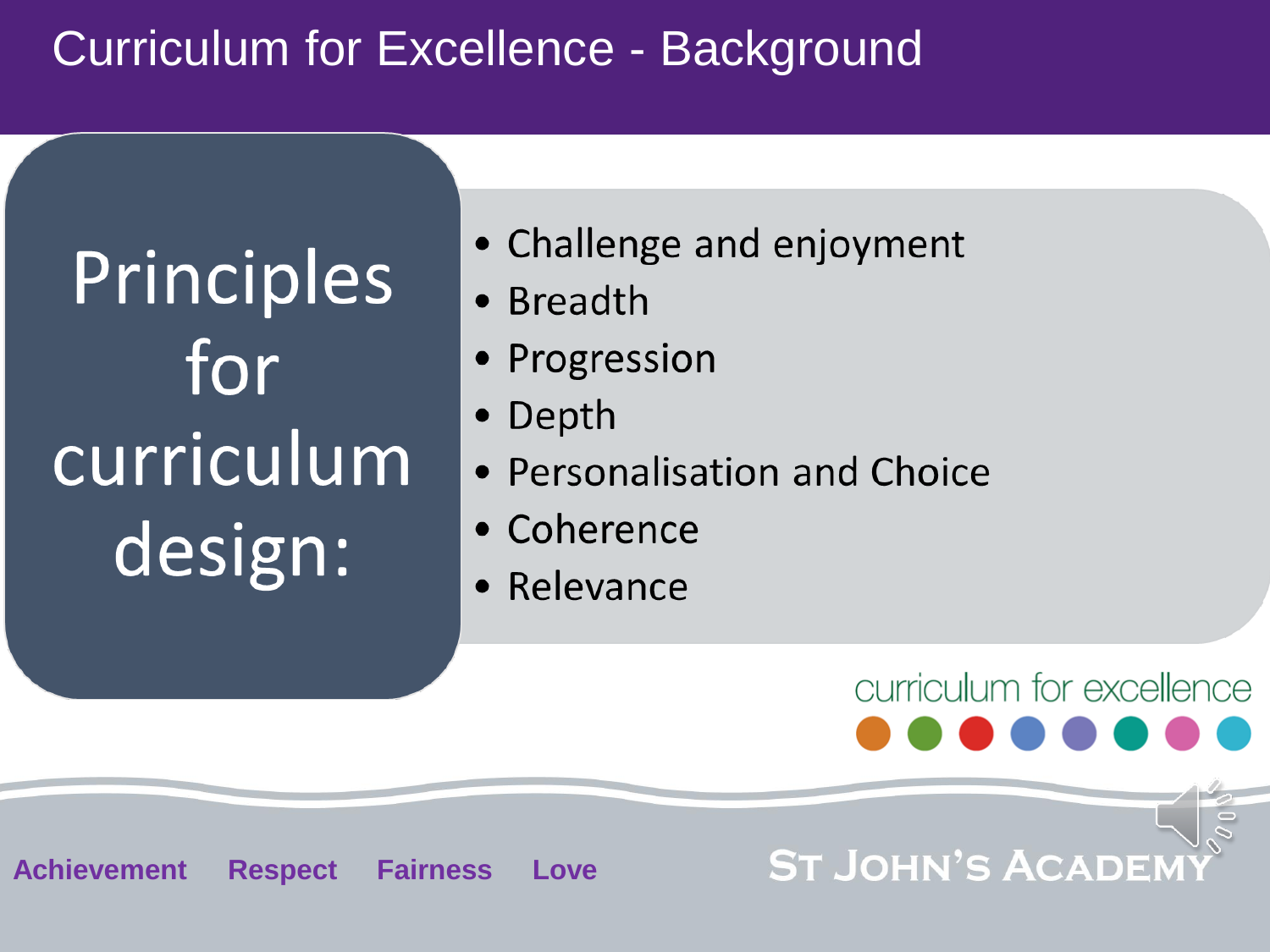# Curriculum for Excellence - Background

## Principles for curriculum design:

- Challenge and enjoyment
- Breadth
- Progression
- Depth
- Personalisation and Choice
- Coherence
- Relevance

curriculum for excellence

**Achievement** **Respect** **Fairness** **Love**

ST JOHN'S ACADEMY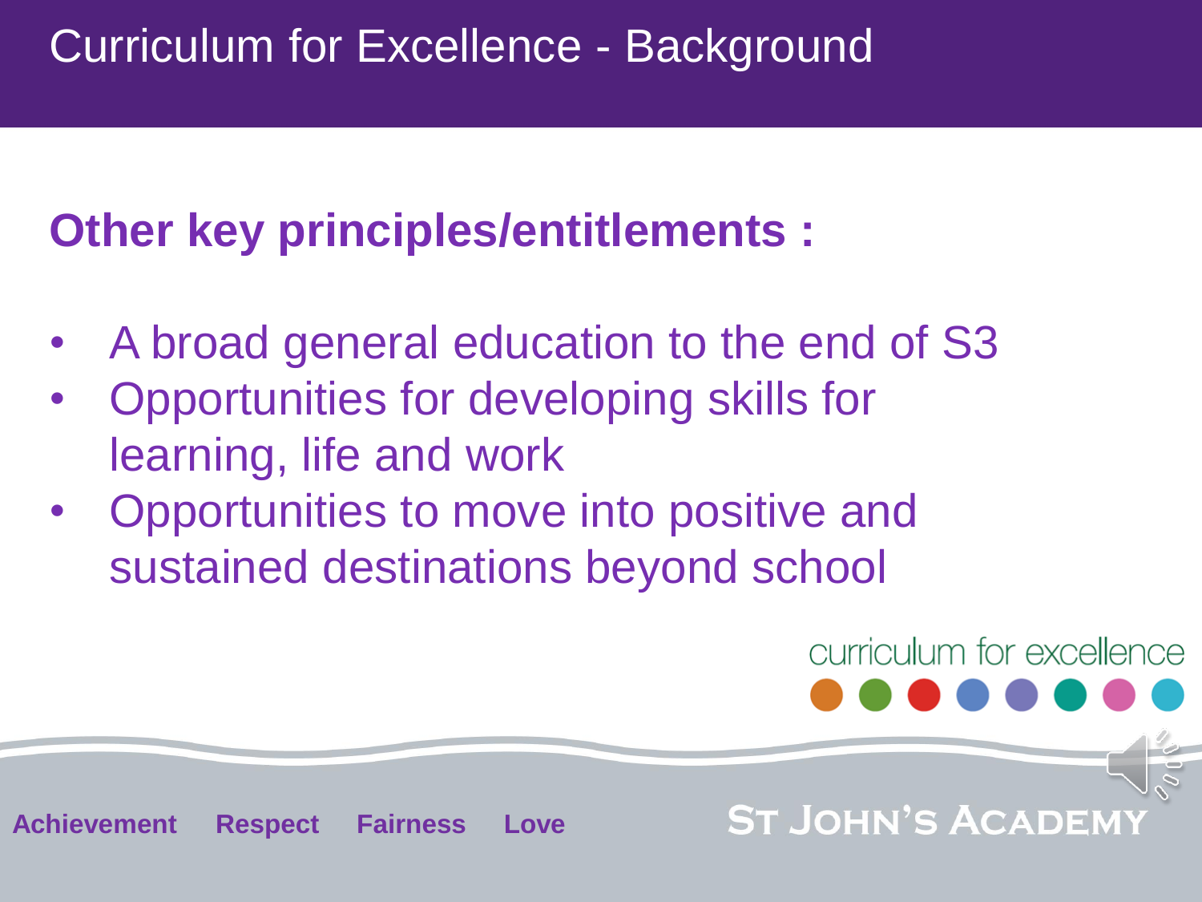# Curriculum for Excellence - Background

## Other key principles/entitlements :

- A broad general education to the end of S3
- Opportunities for developing skills for learning, life and work
- Opportunities to move into positive and sustained destinations beyond school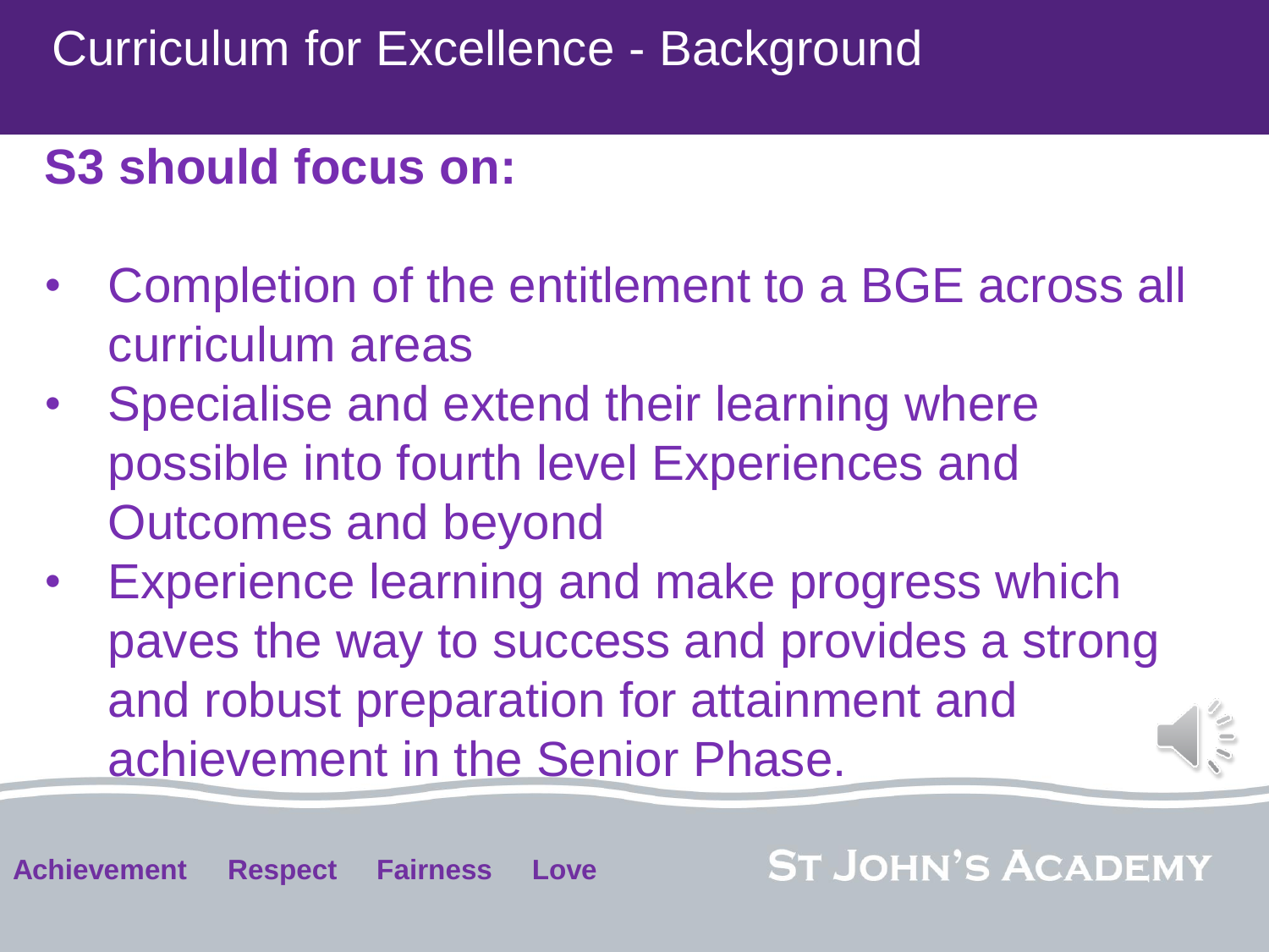# Curriculum for Excellence - Background

## S3 should focus on:

- Completion of the entitlement to a BGE across all curriculum areas
- Specialise and extend their learning where possible into fourth level Experiences and Outcomes and beyond
- Experience learning and make progress which paves the way to success and provides a strong and robust preparation for attainment and achievement in the Senior Phase.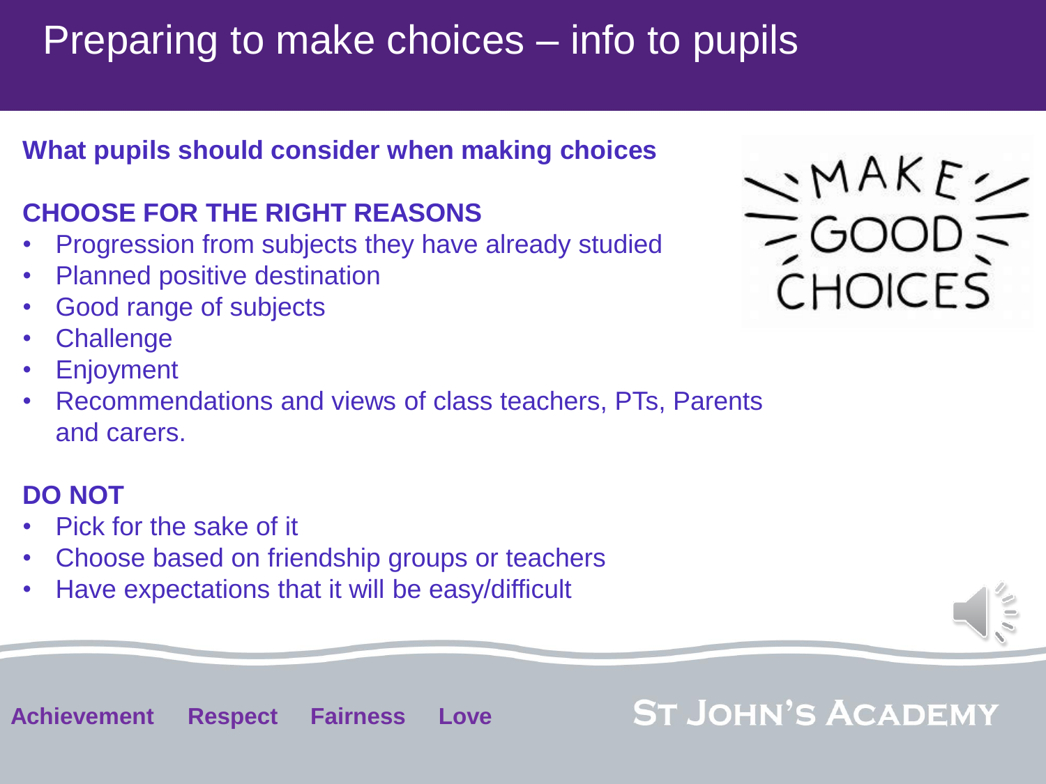# Preparing to make choices – info to pupils

**What pupils should consider when making choices**

**CHOOSE FOR THE RIGHT REASONS**

- Progression from subjects they have already studied
- Planned positive destination
- Good range of subjects
- Challenge
- Enjoyment
- Recommendations and views of class teachers, PTs, Parents and carers.

**DO NOT**

- Pick for the sake of it
- Choose based on friendship groups or teachers
- Have expectations that it will be easy/difficult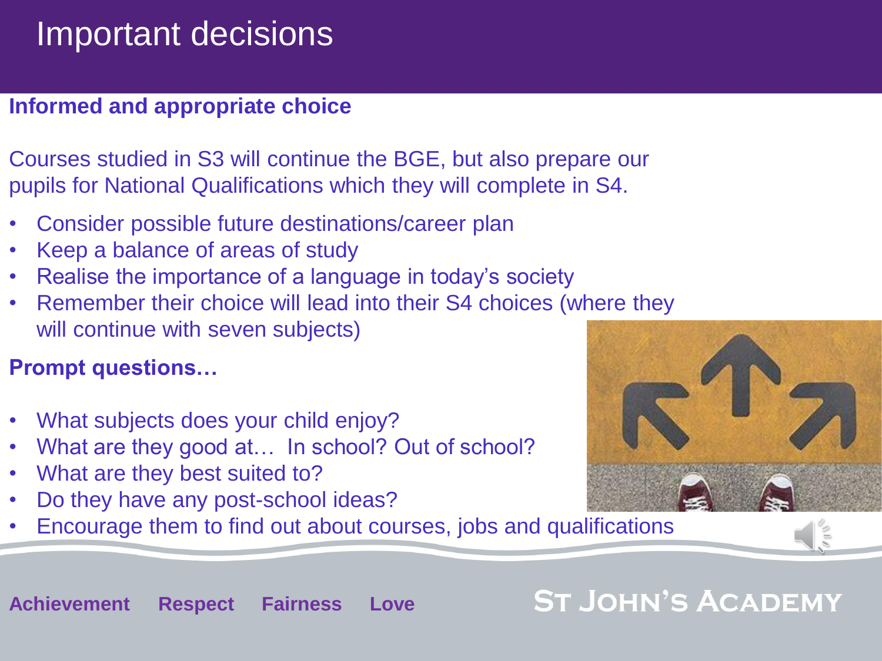# Important decisions

**Informed and appropriate choice**

Courses studied in S3 will continue the BGE, but also prepare our pupils for National Qualifications which they will complete in S4.

- Consider possible future destinations/career plan
- Keep a balance of areas of study
- Realise the importance of a language in today's society
- Remember their choice will lead into their S4 choices (where they will continue with seven subjects)

**Prompt questions…**

- What subjects does your child enjoy?
- What are they good at… In school? Out of school?
- What are they best suited to?
- Do they have any post-school ideas?
- Encourage them to find out about courses, jobs and qualifications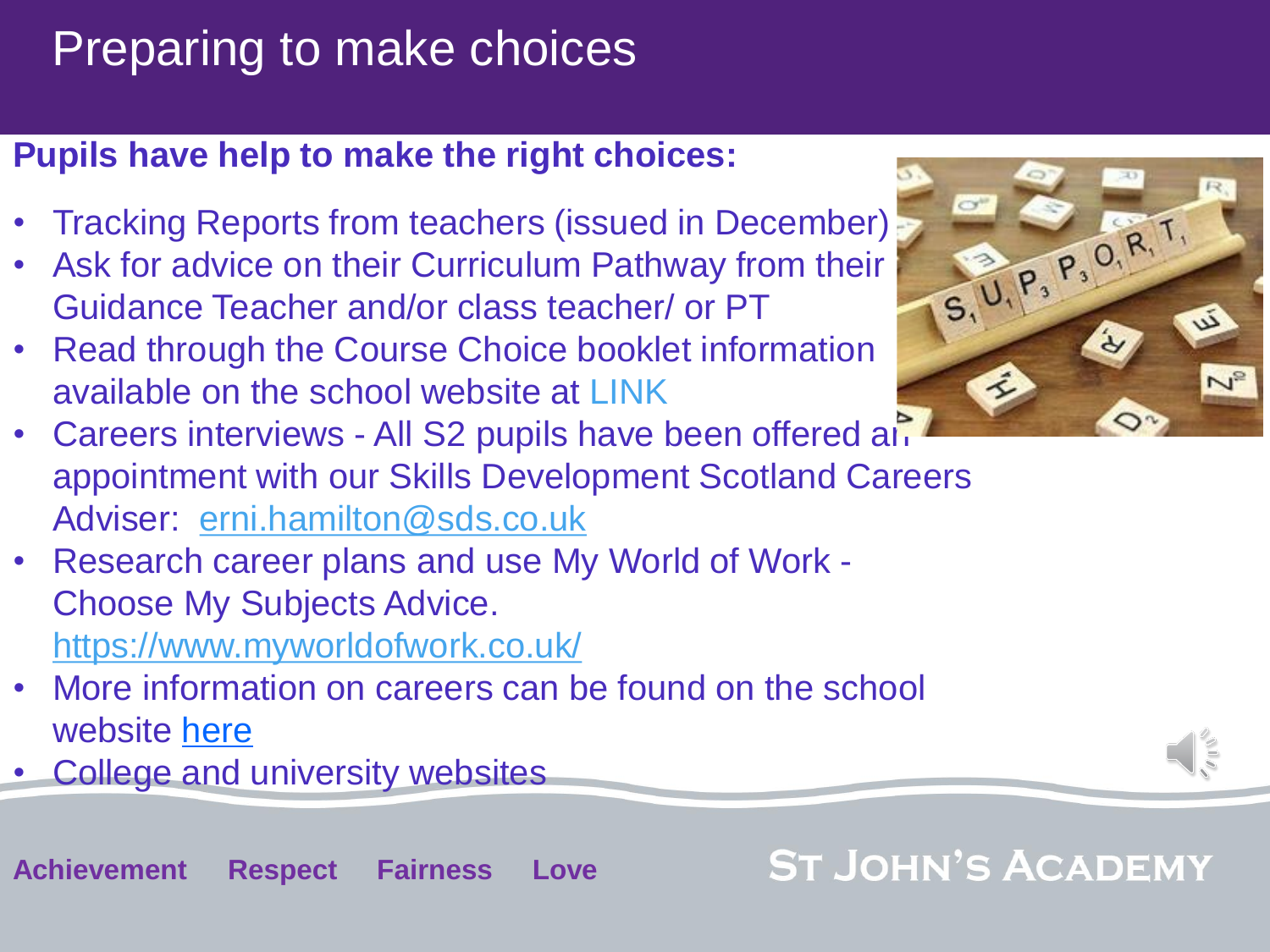# Preparing to make choices

**Pupils have help to make the right choices:**

- Tracking Reports from teachers (issued in December)
- Ask for advice on their Curriculum Pathway from their Guidance Teacher and/or class teacher/ or PT
- Read through the Course Choice booklet information available on the school website at LINK
- Careers interviews - All S2 pupils have been offered an appointment with our Skills Development Scotland Careers Adviser: erni.hamilton@sds.co.uk
- Research career plans and use My World of Work - Choose My Subjects Advice. https://www.myworldofwork.co.uk/
- More information on careers can be found on the school website here
- College and university websites

Achievement Respect Fairness Love

ST JOHN'S ACADEMY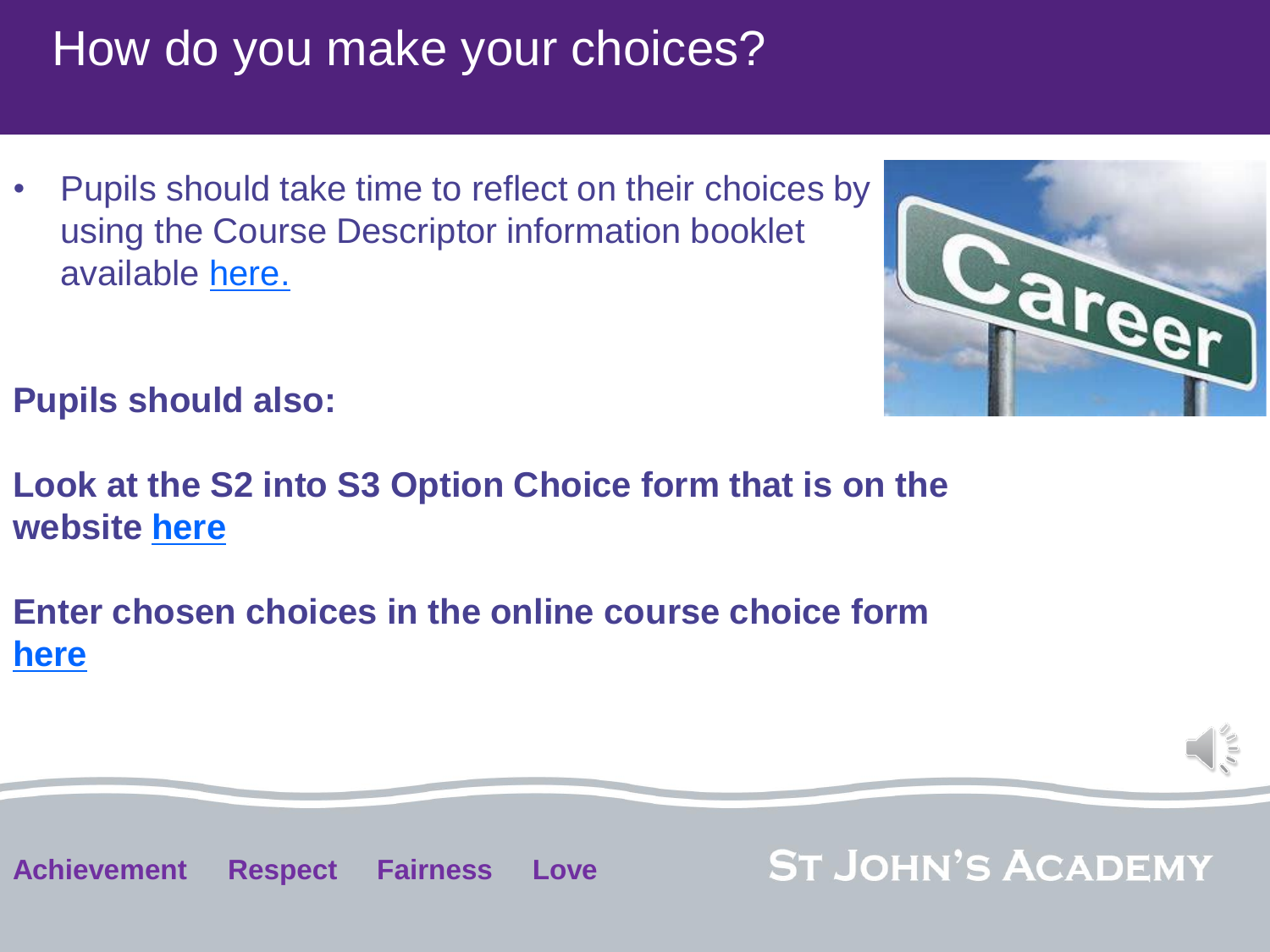# How do you make your choices?

- Pupils should take time to reflect on their choices by using the Course Descriptor information booklet available here.

**Pupils should also:**

**Look at the S2 into S3 Option Choice form that is on the website here**

**Enter chosen choices in the online course choice form here**

**Achievement Respect Fairness Love**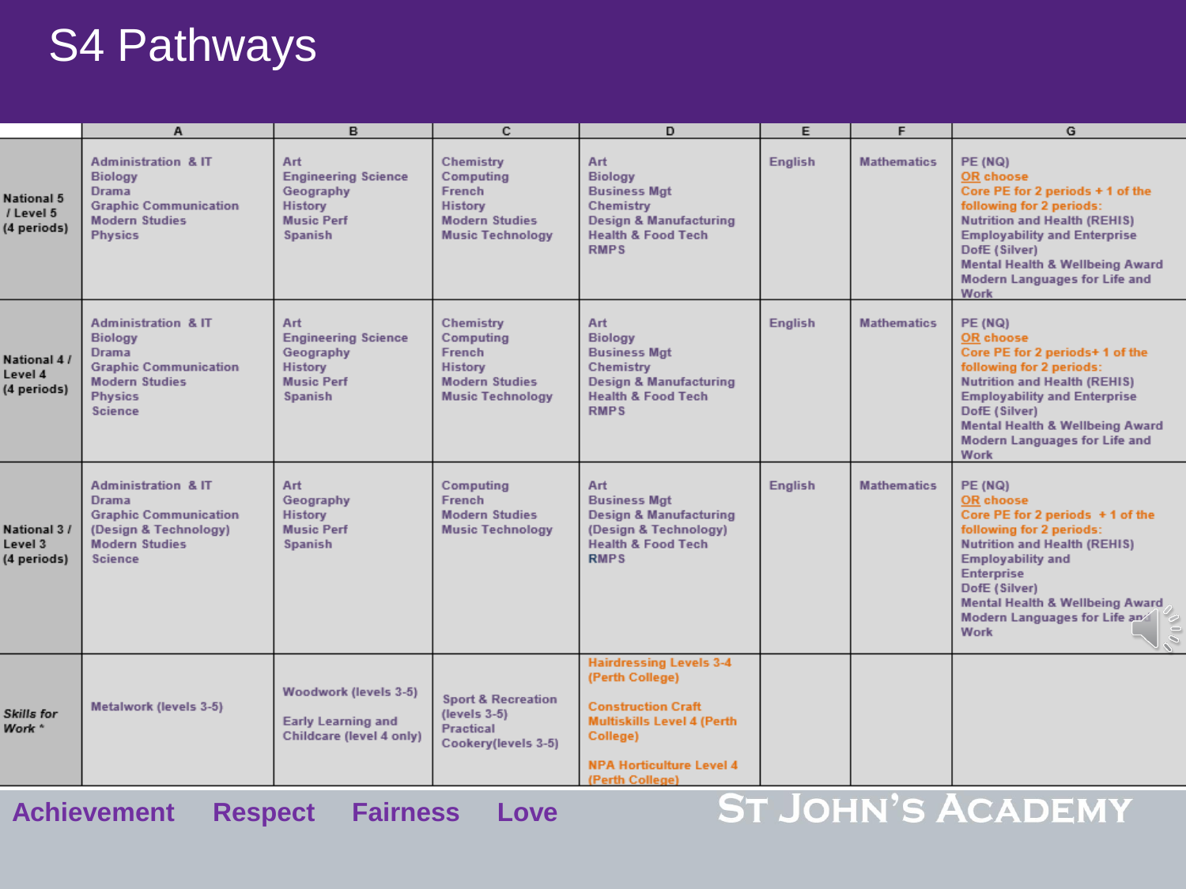# S4 Pathways

| | A | B | C | D | E | F | G |
|---|---|---|---|---|---|---|---|
| National 5 / Level 5 (4 periods) | Administration & IT<br>Biology<br>Drama<br>Graphic Communication<br>Modern Studies<br>Physics | Art<br>Engineering Science<br>Geography<br>History<br>Music Perf<br>Spanish | Chemistry<br>Computing<br>French<br>History<br>Modern Studies<br>Music Technology | Art<br>Biology<br>Business Mgt<br>Chemistry<br>Design & Manufacturing<br>Health & Food Tech<br>RMPS | English | Mathematics | PE (NQ)<br>OR choose<br>Core PE for 2 periods + 1 of the following for 2 periods:<br>Nutrition and Health (REHIS)<br>Employability and Enterprise<br>DofE (Silver)<br>Mental Health & Wellbeing Award<br>Modern Languages for Life and Work |
| National 4 / Level 4 (4 periods) | Administration & IT<br>Biology<br>Drama<br>Graphic Communication<br>Modern Studies<br>Physics<br>Science | Art<br>Engineering Science<br>Geography<br>History<br>Music Perf<br>Spanish | Chemistry<br>Computing<br>French<br>History<br>Modern Studies<br>Music Technology | Art<br>Biology<br>Business Mgt<br>Chemistry<br>Design & Manufacturing<br>Health & Food Tech<br>RMPS | English | Mathematics | PE (NQ)<br>OR choose<br>Core PE for 2 periods+ 1 of the following for 2 periods:<br>Nutrition and Health (REHIS)<br>Employability and Enterprise<br>DofE (Silver)<br>Mental Health & Wellbeing Award<br>Modern Languages for Life and Work |
| National 3 / Level 3 (4 periods) | Administration & IT<br>Drama<br>Graphic Communication<br>(Design & Technology)<br>Modern Studies<br>Science | Art<br>Geography<br>History<br>Music Perf<br>Spanish | Computing<br>French<br>Modern Studies<br>Music Technology | Art<br>Business Mgt<br>Design & Manufacturing<br>(Design & Technology)<br>Health & Food Tech<br>RMPS | English | Mathematics | PE (NQ)<br>OR choose<br>Core PE for 2 periods + 1 of the following for 2 periods:<br>Nutrition and Health (REHIS)<br>Employability and Enterprise<br>DofE (Silver)<br>Mental Health & Wellbeing Award<br>Modern Languages for Life and Work |
| *Skills for Work \** | Metalwork (levels 3-5) | Woodwork (levels 3-5)<br><br>Early Learning and Childcare (level 4 only) | Sport & Recreation (levels 3-5)<br>Practical Cookery(levels 3-5) | Hairdressing Levels 3-4 (Perth College)<br><br>Construction Craft Multiskills Level 4 (Perth College)<br><br>NPA Horticulture Level 4 (Perth College) | | | |

**Achievement Respect Fairness Love**

ST JOHN'S ACADEMY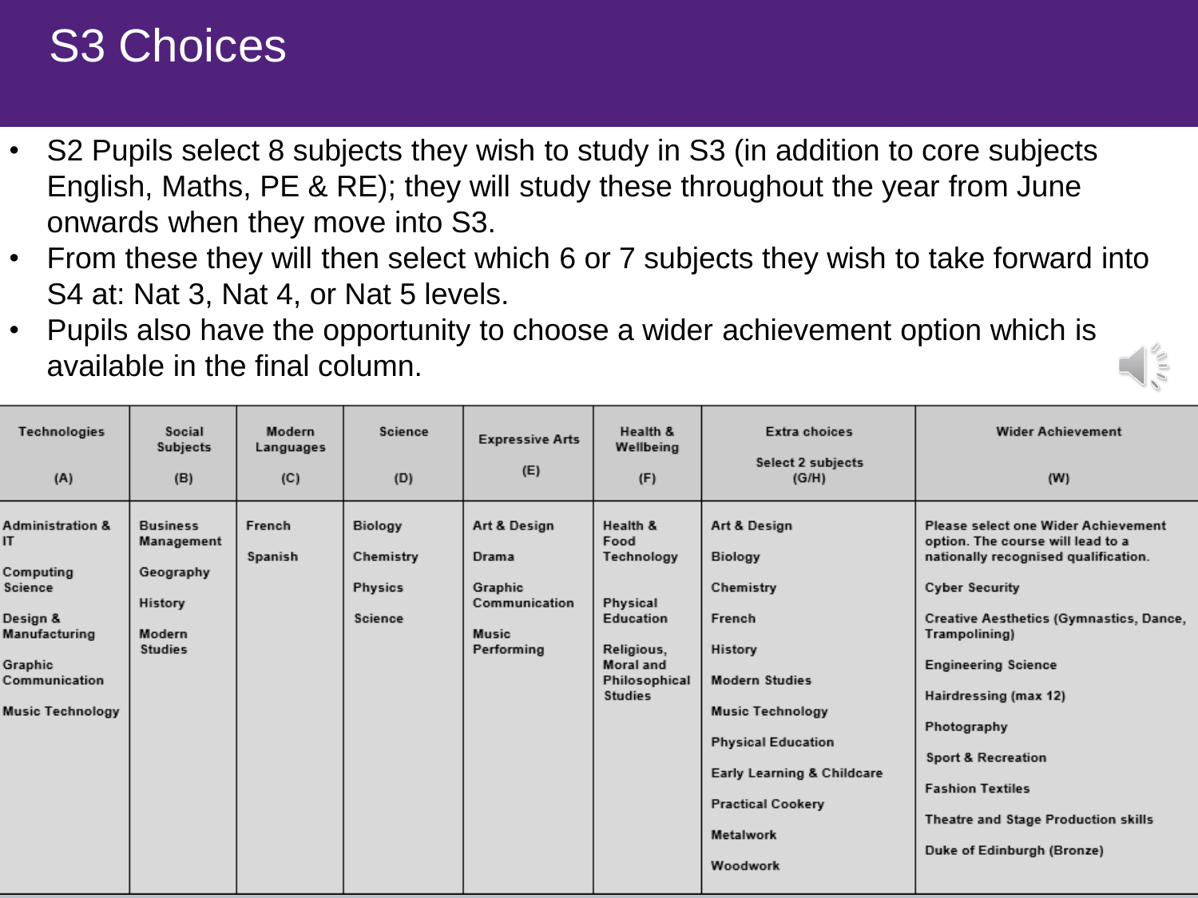# S3 Choices

- S2 Pupils select 8 subjects they wish to study in S3 (in addition to core subjects English, Maths, PE & RE); they will study these throughout the year from June onwards when they move into S3.
- From these they will then select which 6 or 7 subjects they wish to take forward into S4 at: Nat 3, Nat 4, or Nat 5 levels.
- Pupils also have the opportunity to choose a wider achievement option which is available in the final column.

| Technologies (A) | Social Subjects (B) | Modern Languages (C) | Science (D) | Expressive Arts (E) | Health & Wellbeing (F) | Extra choices Select 2 subjects (G/H) | Wider Achievement (W) |
|---|---|---|---|---|---|---|---|
| Administration & IT | Business Management | French | Biology | Art & Design | Health & Food Technology | Art & Design | Please select one Wider Achievement option. The course will lead to a nationally recognised qualification. |
| Computing Science | Geography | Spanish | Chemistry | Drama | Physical Education | Biology | Cyber Security |
| Design & Manufacturing | History | | Physics | Graphic Communication | Religious, Moral and Philosophical Studies | Chemistry | Creative Aesthetics (Gymnastics, Dance, Trampolining) |
| Graphic Communication | Modern Studies | | Science | Music Performing | | French | Engineering Science |
| Music Technology | | | | | | History | Hairdressing (max 12) |
| | | | | | | Modern Studies | Photography |
| | | | | | | Music Technology | Sport & Recreation |
| | | | | | | Physical Education | Fashion Textiles |
| | | | | | | Early Learning & Childcare | Theatre and Stage Production skills |
| | | | | | | Practical Cookery | Duke of Edinburgh (Bronze) |
| | | | | | | Metalwork | |
| | | | | | | Woodwork | |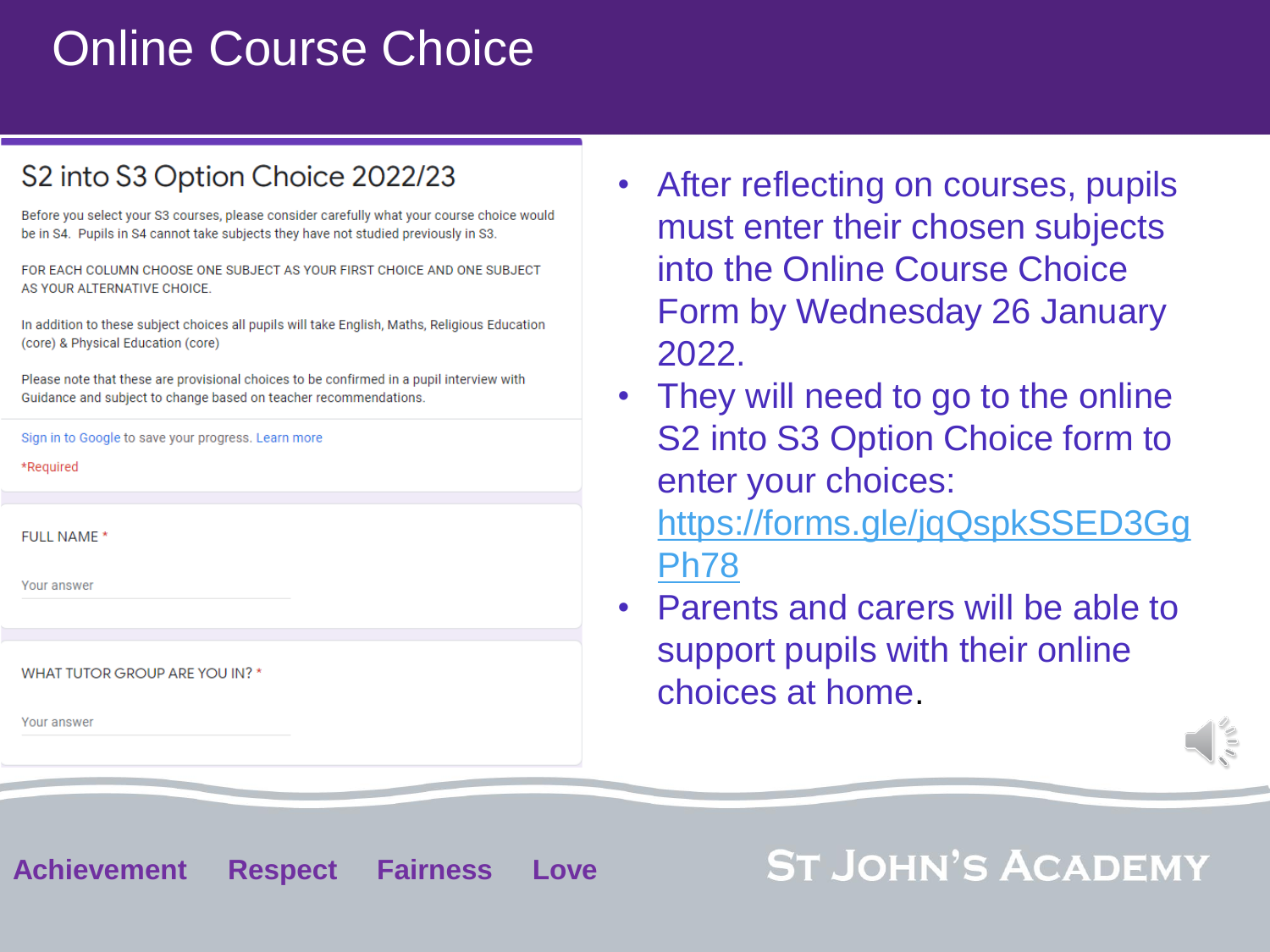# Online Course Choice

## S2 into S3 Option Choice 2022/23

Before you select your S3 courses, please consider carefully what your course choice would be in S4. Pupils in S4 cannot take subjects they have not studied previously in S3.

FOR EACH COLUMN CHOOSE ONE SUBJECT AS YOUR FIRST CHOICE AND ONE SUBJECT AS YOUR ALTERNATIVE CHOICE.

In addition to these subject choices all pupils will take English, Maths, Religious Education (core) & Physical Education (core)

Please note that these are provisional choices to be confirmed in a pupil interview with Guidance and subject to change based on teacher recommendations.

Sign in to Google to save your progress. Learn more

*Required

FULL NAME *

Your answer

WHAT TUTOR GROUP ARE YOU IN? *

Your answer

- After reflecting on courses, pupils must enter their chosen subjects into the Online Course Choice Form by Wednesday 26 January 2022.
- They will need to go to the online S2 into S3 Option Choice form to enter your choices: https://forms.gle/jqQspkSSED3GgPh78
- Parents and carers will be able to support pupils with their online choices at home.

**Achievement** **Respect** **Fairness** **Love**

ST JOHN'S ACADEMY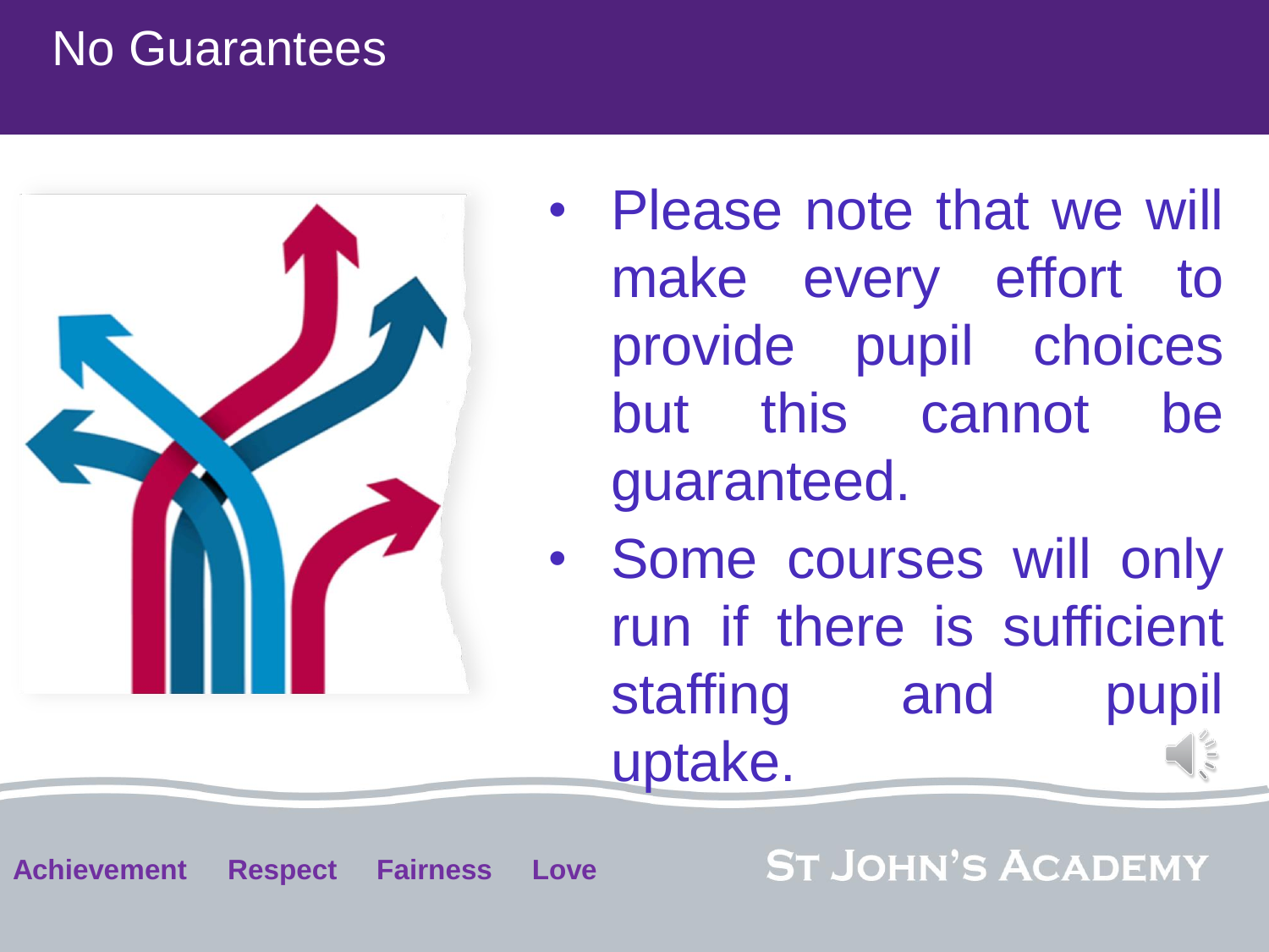# No Guarantees

- Please note that we will make every effort to provide pupil choices but this cannot be guaranteed.
- Some courses will only run if there is sufficient staffing and pupil uptake.

Achievement Respect Fairness Love

St John's Academy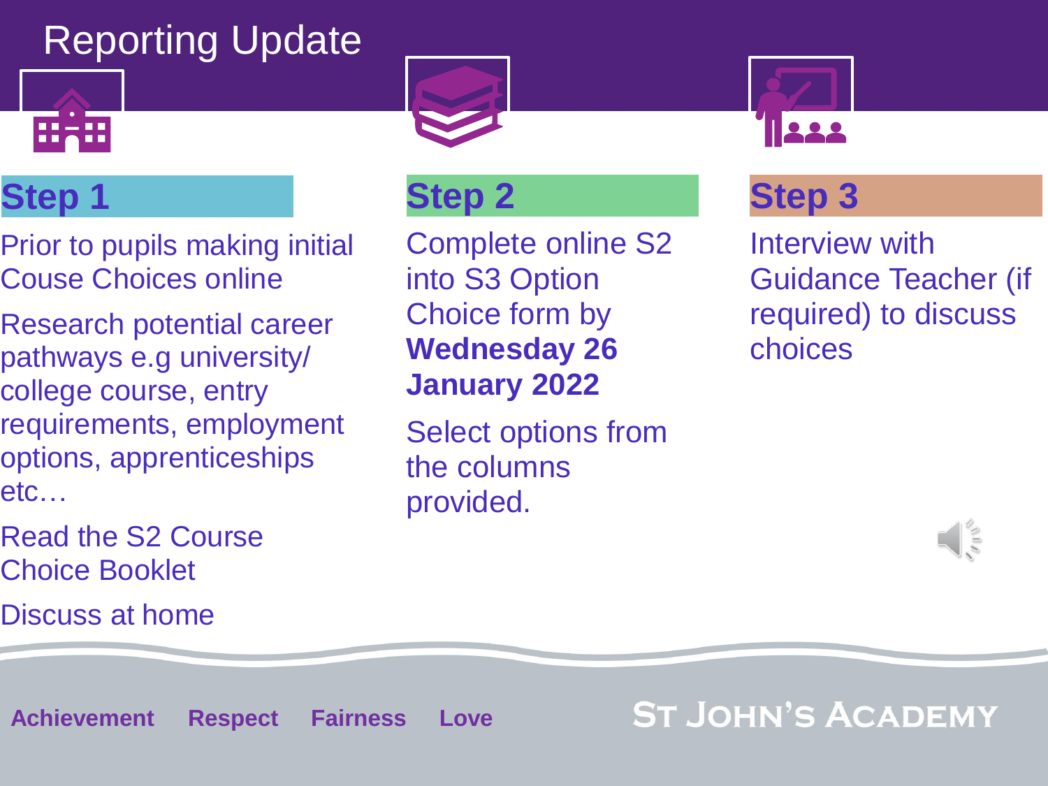# Reporting Update

## Step 1

Prior to pupils making initial Couse Choices online

Research potential career pathways e.g university/ college course, entry requirements, employment options, apprenticeships etc…

Read the S2 Course Choice Booklet

Discuss at home

## Step 2

Complete online S2 into S3 Option Choice form by **Wednesday 26 January 2022**

Select options from the columns provided.

## Step 3

Interview with Guidance Teacher (if required) to discuss choices

Achievement Respect Fairness Love

ST JOHN'S ACADEMY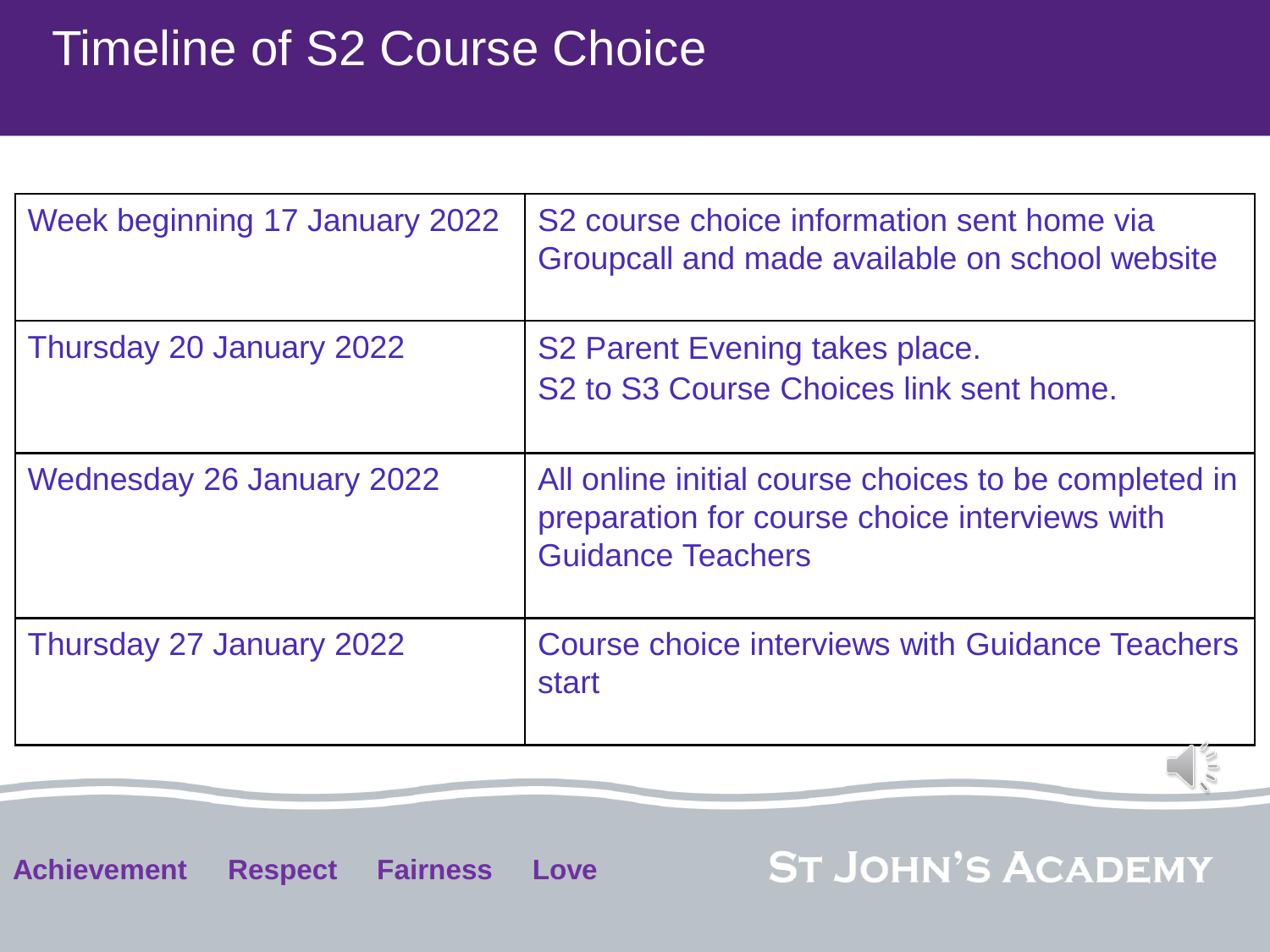# Timeline of S2 Course Choice

| | |
|---|---|
| Week beginning 17 January 2022 | S2 course choice information sent home via Groupcall and made available on school website |
| Thursday 20 January 2022 | S2 Parent Evening takes place.<br>S2 to S3 Course Choices link sent home. |
| Wednesday 26 January 2022 | All online initial course choices to be completed in preparation for course choice interviews with Guidance Teachers |
| Thursday 27 January 2022 | Course choice interviews with Guidance Teachers start |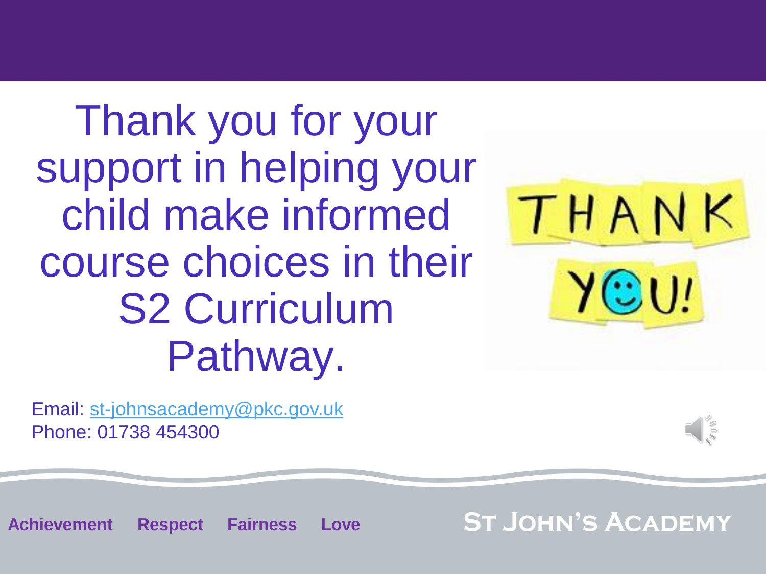Thank you for your support in helping your child make informed course choices in their S2 Curriculum Pathway.

Email: st-johnsacademy@pkc.gov.uk
Phone: 01738 454300

**Achievement** **Respect** **Fairness** **Love**

ST JOHN'S ACADEMY